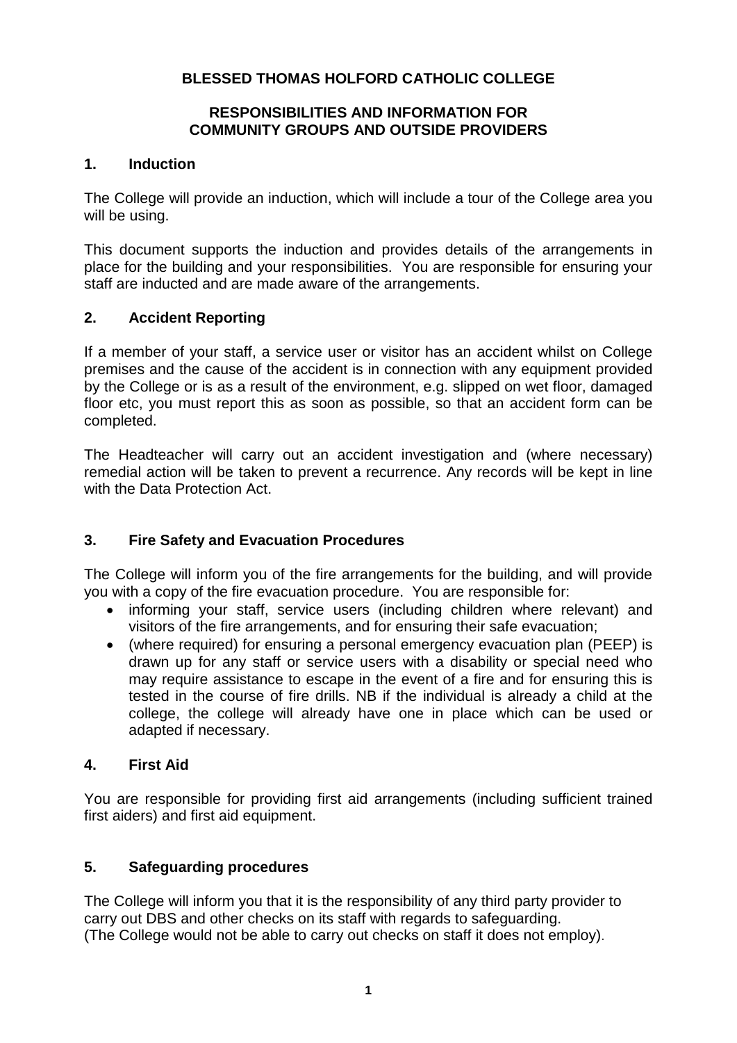# BLESSED THOMAS HOLFORD CATHOLIC COLLEGE

## RESPONSIBILITIES AND INFORMATION FOR COMMUNITY GROUPS AND OUTSIDE PROVIDERS

### 1. Induction

The College will provide an induction, which will include a tour of the College area you will be using.

This document supports the induction and provides details of the arrangements in place for the building and your responsibilities. You are responsible for ensuring your staff are inducted and are made aware of the arrangements.

### 2. Accident Reporting

If a member of your staff, a service user or visitor has an accident whilst on College premises and the cause of the accident is in connection with any equipment provided by the College or is as a result of the environment, e.g. slipped on wet floor, damaged floor etc, you must report this as soon as possible, so that an accident form can be completed.

The Headteacher will carry out an accident investigation and (where necessary) remedial action will be taken to prevent a recurrence. Any records will be kept in line with the Data Protection Act.

### 3. Fire Safety and Evacuation Procedures

The College will inform you of the fire arrangements for the building, and will provide you with a copy of the fire evacuation procedure. You are responsible for:

- informing your staff, service users (including children where relevant) and visitors of the fire arrangements, and for ensuring their safe evacuation;
- (where required) for ensuring a personal emergency evacuation plan (PEEP) is drawn up for any staff or service users with a disability or special need who may require assistance to escape in the event of a fire and for ensuring this is tested in the course of fire drills. NB if the individual is already a child at the college, the college will already have one in place which can be used or adapted if necessary.

### 4. First Aid

You are responsible for providing first aid arrangements (including sufficient trained first aiders) and first aid equipment.

### 5. Safeguarding procedures

The College will inform you that it is the responsibility of any third party provider to carry out DBS and other checks on its staff with regards to safeguarding.
(The College would not be able to carry out checks on staff it does not employ).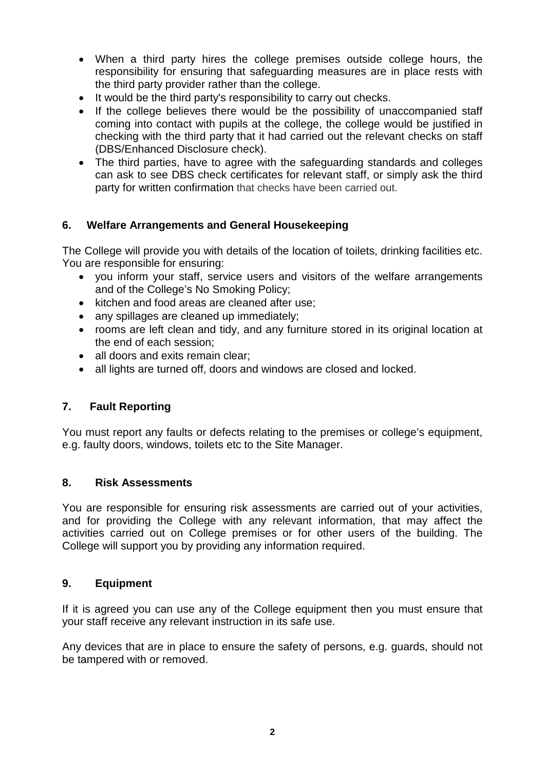- When a third party hires the college premises outside college hours, the responsibility for ensuring that safeguarding measures are in place rests with the third party provider rather than the college.
- It would be the third party's responsibility to carry out checks.
- If the college believes there would be the possibility of unaccompanied staff coming into contact with pupils at the college, the college would be justified in checking with the third party that it had carried out the relevant checks on staff (DBS/Enhanced Disclosure check).
- The third parties, have to agree with the safeguarding standards and colleges can ask to see DBS check certificates for relevant staff, or simply ask the third party for written confirmation that checks have been carried out.

## 6. Welfare Arrangements and General Housekeeping

The College will provide you with details of the location of toilets, drinking facilities etc. You are responsible for ensuring:

- you inform your staff, service users and visitors of the welfare arrangements and of the College's No Smoking Policy;
- kitchen and food areas are cleaned after use;
- any spillages are cleaned up immediately;
- rooms are left clean and tidy, and any furniture stored in its original location at the end of each session;
- all doors and exits remain clear;
- all lights are turned off, doors and windows are closed and locked.

## 7. Fault Reporting

You must report any faults or defects relating to the premises or college's equipment, e.g. faulty doors, windows, toilets etc to the Site Manager.

## 8. Risk Assessments

You are responsible for ensuring risk assessments are carried out of your activities, and for providing the College with any relevant information, that may affect the activities carried out on College premises or for other users of the building. The College will support you by providing any information required.

## 9. Equipment

If it is agreed you can use any of the College equipment then you must ensure that your staff receive any relevant instruction in its safe use.

Any devices that are in place to ensure the safety of persons, e.g. guards, should not be tampered with or removed.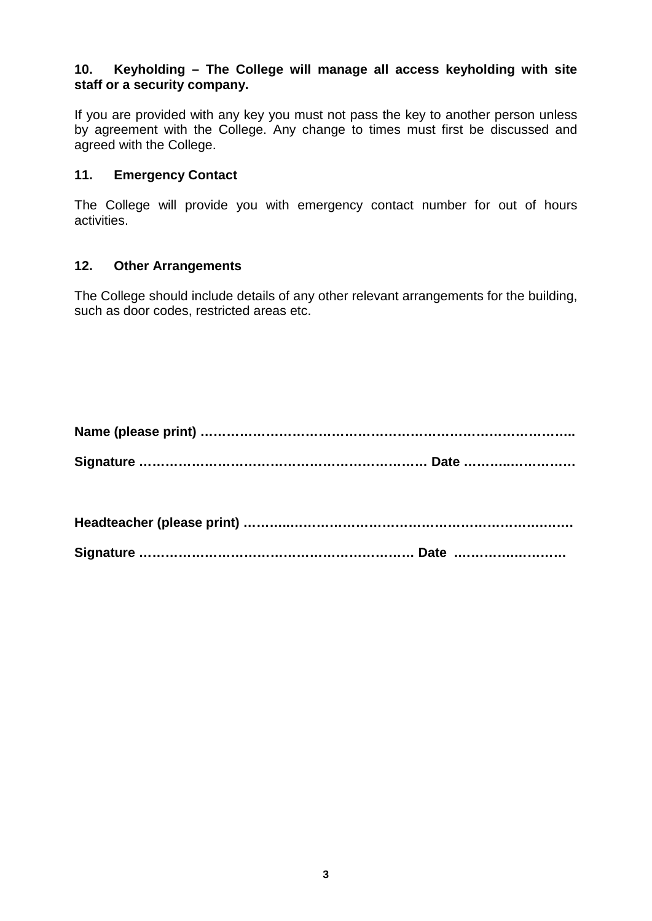### 10. Keyholding – The College will manage all access keyholding with site staff or a security company.

If you are provided with any key you must not pass the key to another person unless by agreement with the College. Any change to times must first be discussed and agreed with the College.

### 11. Emergency Contact

The College will provide you with emergency contact number for out of hours activities.

### 12. Other Arrangements

The College should include details of any other relevant arrangements for the building, such as door codes, restricted areas etc.

**Name (please print) ……………………………………………………………………………..**

**Signature ………………………………………………………… Date ……….……………**

**Headteacher (please print) ……….……………………………………………………….….**

**Signature ……………………………………………………… Date ..…………….………**